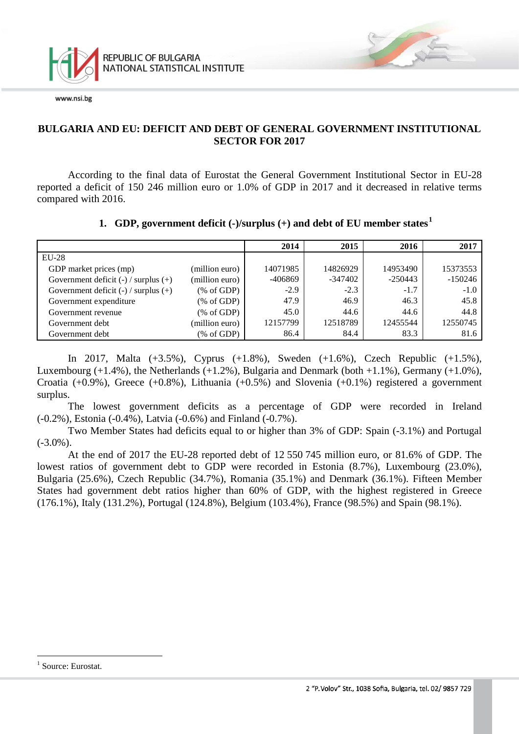# BULGARIA AND EU: DEFICIT AND DEBT OF GENERAL GOVERNMENT INSTITUTIONAL SECTOR FOR 2017

According to the final data of Eurostat the General Government Institutional Sector in EU-28 reported a deficit of 150 246 million euro or 1.0% of GDP in 2017 and it decreased in relative terms compared with 2016.

## 1. GDP, government deficit (-)/surplus (+) and debt of EU member states[1]

| | | 2014 | 2015 | 2016 | 2017 |
|---|---|---|---|---|---|
| EU-28 | | | | | |
| GDP market prices (mp) | (million euro) | 14071985 | 14826929 | 14953490 | 15373553 |
| Government deficit (-) / surplus (+) | (million euro) | -406869 | -347402 | -250443 | -150246 |
| Government deficit (-) / surplus (+) | (% of GDP) | -2.9 | -2.3 | -1.7 | -1.0 |
| Government expenditure | (% of GDP) | 47.9 | 46.9 | 46.3 | 45.8 |
| Government revenue | (% of GDP) | 45.0 | 44.6 | 44.6 | 44.8 |
| Government debt | (million euro) | 12157799 | 12518789 | 12455544 | 12550745 |
| Government debt | (% of GDP) | 86.4 | 84.4 | 83.3 | 81.6 |

In 2017, Malta (+3.5%), Cyprus (+1.8%), Sweden (+1.6%), Czech Republic (+1.5%), Luxembourg (+1.4%), the Netherlands (+1.2%), Bulgaria and Denmark (both +1.1%), Germany (+1.0%), Croatia (+0.9%), Greece (+0.8%), Lithuania (+0.5%) and Slovenia (+0.1%) registered a government surplus.

The lowest government deficits as a percentage of GDP were recorded in Ireland (-0.2%), Estonia (-0.4%), Latvia (-0.6%) and Finland (-0.7%).

Two Member States had deficits equal to or higher than 3% of GDP: Spain (-3.1%) and Portugal (-3.0%).

At the end of 2017 the EU-28 reported debt of 12 550 745 million euro, or 81.6% of GDP. The lowest ratios of government debt to GDP were recorded in Estonia (8.7%), Luxembourg (23.0%), Bulgaria (25.6%), Czech Republic (34.7%), Romania (35.1%) and Denmark (36.1%). Fifteen Member States had government debt ratios higher than 60% of GDP, with the highest registered in Greece (176.1%), Italy (131.2%), Portugal (124.8%), Belgium (103.4%), France (98.5%) and Spain (98.1%).

[1] Source: Eurostat.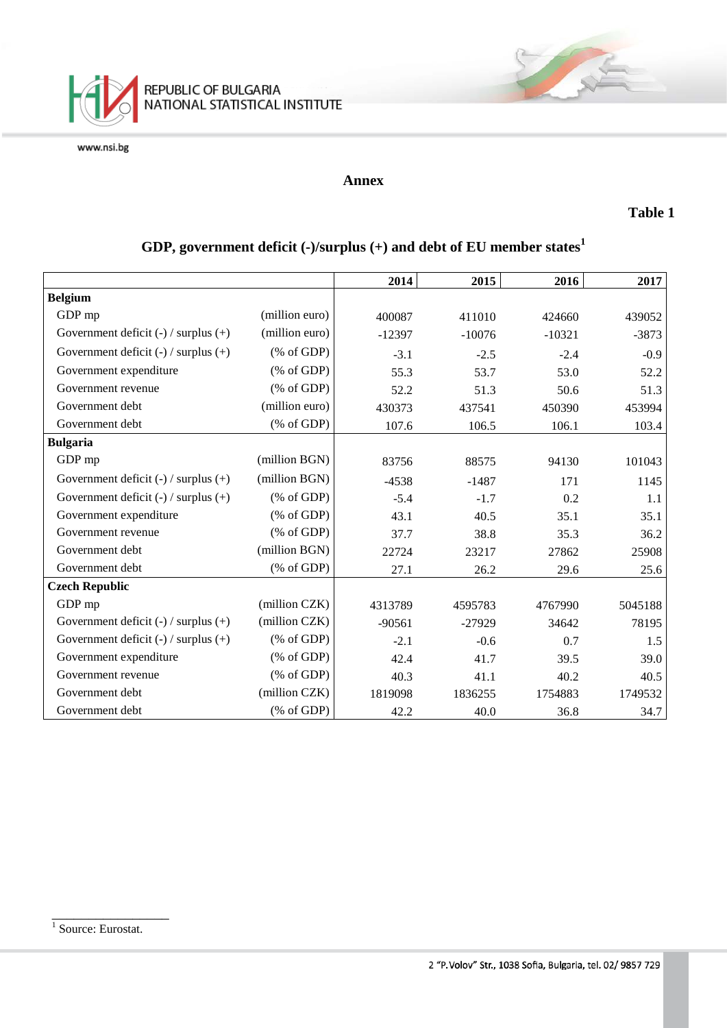# Annex

**Table 1**

## GDP, government deficit (-)/surplus (+) and debt of EU member states[1]

| | | 2014 | 2015 | 2016 | 2017 |
|---|---|---|---|---|---|
| **Belgium** | | | | | |
| GDP mp | (million euro) | 400087 | 411010 | 424660 | 439052 |
| Government deficit (-) / surplus (+) | (million euro) | -12397 | -10076 | -10321 | -3873 |
| Government deficit (-) / surplus (+) | (% of GDP) | -3.1 | -2.5 | -2.4 | -0.9 |
| Government expenditure | (% of GDP) | 55.3 | 53.7 | 53.0 | 52.2 |
| Government revenue | (% of GDP) | 52.2 | 51.3 | 50.6 | 51.3 |
| Government debt | (million euro) | 430373 | 437541 | 450390 | 453994 |
| Government debt | (% of GDP) | 107.6 | 106.5 | 106.1 | 103.4 |
| **Bulgaria** | | | | | |
| GDP mp | (million BGN) | 83756 | 88575 | 94130 | 101043 |
| Government deficit (-) / surplus (+) | (million BGN) | -4538 | -1487 | 171 | 1145 |
| Government deficit (-) / surplus (+) | (% of GDP) | -5.4 | -1.7 | 0.2 | 1.1 |
| Government expenditure | (% of GDP) | 43.1 | 40.5 | 35.1 | 35.1 |
| Government revenue | (% of GDP) | 37.7 | 38.8 | 35.3 | 36.2 |
| Government debt | (million BGN) | 22724 | 23217 | 27862 | 25908 |
| Government debt | (% of GDP) | 27.1 | 26.2 | 29.6 | 25.6 |
| **Czech Republic** | | | | | |
| GDP mp | (million CZK) | 4313789 | 4595783 | 4767990 | 5045188 |
| Government deficit (-) / surplus (+) | (million CZK) | -90561 | -27929 | 34642 | 78195 |
| Government deficit (-) / surplus (+) | (% of GDP) | -2.1 | -0.6 | 0.7 | 1.5 |
| Government expenditure | (% of GDP) | 42.4 | 41.7 | 39.5 | 39.0 |
| Government revenue | (% of GDP) | 40.3 | 41.1 | 40.2 | 40.5 |
| Government debt | (million CZK) | 1819098 | 1836255 | 1754883 | 1749532 |
| Government debt | (% of GDP) | 42.2 | 40.0 | 36.8 | 34.7 |

[1] Source: Eurostat.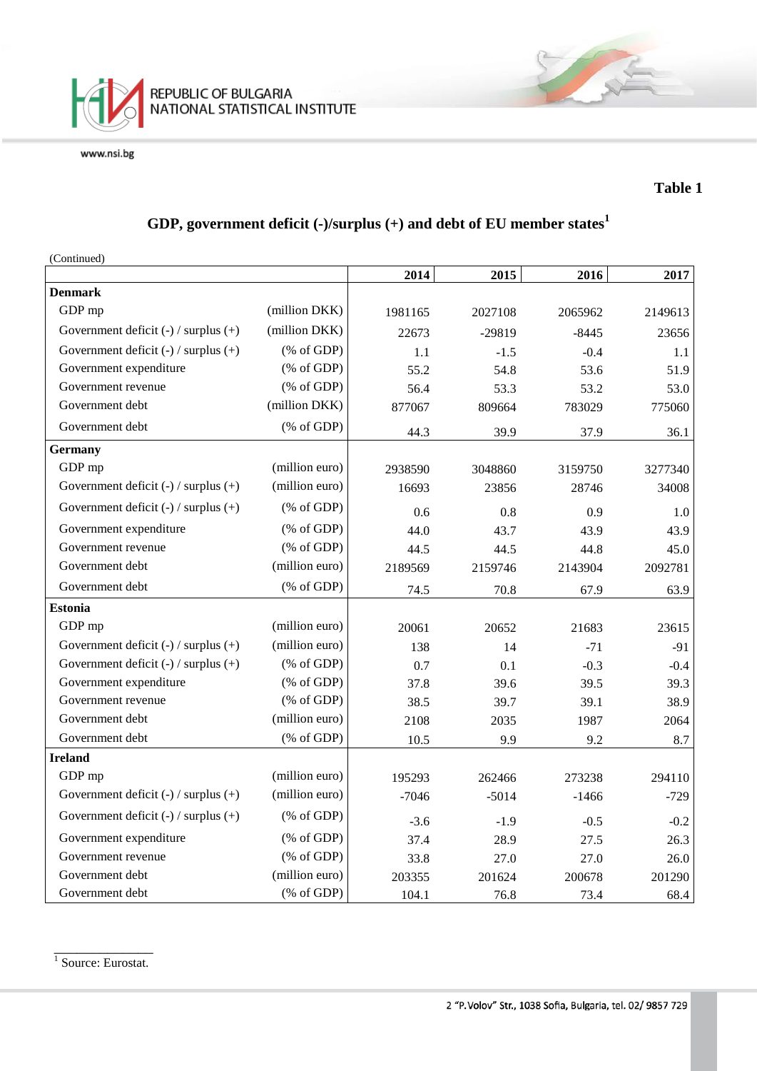Table 1

## GDP, government deficit (-)/surplus (+) and debt of EU member states[1]

(Continued)

| | | 2014 | 2015 | 2016 | 2017 |
|---|---|---|---|---|---|
| **Denmark** | | | | | |
| GDP mp | (million DKK) | 1981165 | 2027108 | 2065962 | 2149613 |
| Government deficit (-) / surplus (+) | (million DKK) | 22673 | -29819 | -8445 | 23656 |
| Government deficit (-) / surplus (+) | (% of GDP) | 1.1 | -1.5 | -0.4 | 1.1 |
| Government expenditure | (% of GDP) | 55.2 | 54.8 | 53.6 | 51.9 |
| Government revenue | (% of GDP) | 56.4 | 53.3 | 53.2 | 53.0 |
| Government debt | (million DKK) | 877067 | 809664 | 783029 | 775060 |
| Government debt | (% of GDP) | 44.3 | 39.9 | 37.9 | 36.1 |
| **Germany** | | | | | |
| GDP mp | (million euro) | 2938590 | 3048860 | 3159750 | 3277340 |
| Government deficit (-) / surplus (+) | (million euro) | 16693 | 23856 | 28746 | 34008 |
| Government deficit (-) / surplus (+) | (% of GDP) | 0.6 | 0.8 | 0.9 | 1.0 |
| Government expenditure | (% of GDP) | 44.0 | 43.7 | 43.9 | 43.9 |
| Government revenue | (% of GDP) | 44.5 | 44.5 | 44.8 | 45.0 |
| Government debt | (million euro) | 2189569 | 2159746 | 2143904 | 2092781 |
| Government debt | (% of GDP) | 74.5 | 70.8 | 67.9 | 63.9 |
| **Estonia** | | | | | |
| GDP mp | (million euro) | 20061 | 20652 | 21683 | 23615 |
| Government deficit (-) / surplus (+) | (million euro) | 138 | 14 | -71 | -91 |
| Government deficit (-) / surplus (+) | (% of GDP) | 0.7 | 0.1 | -0.3 | -0.4 |
| Government expenditure | (% of GDP) | 37.8 | 39.6 | 39.5 | 39.3 |
| Government revenue | (% of GDP) | 38.5 | 39.7 | 39.1 | 38.9 |
| Government debt | (million euro) | 2108 | 2035 | 1987 | 2064 |
| Government debt | (% of GDP) | 10.5 | 9.9 | 9.2 | 8.7 |
| **Ireland** | | | | | |
| GDP mp | (million euro) | 195293 | 262466 | 273238 | 294110 |
| Government deficit (-) / surplus (+) | (million euro) | -7046 | -5014 | -1466 | -729 |
| Government deficit (-) / surplus (+) | (% of GDP) | -3.6 | -1.9 | -0.5 | -0.2 |
| Government expenditure | (% of GDP) | 37.4 | 28.9 | 27.5 | 26.3 |
| Government revenue | (% of GDP) | 33.8 | 27.0 | 27.0 | 26.0 |
| Government debt | (million euro) | 203355 | 201624 | 200678 | 201290 |
| Government debt | (% of GDP) | 104.1 | 76.8 | 73.4 | 68.4 |

[1] Source: Eurostat.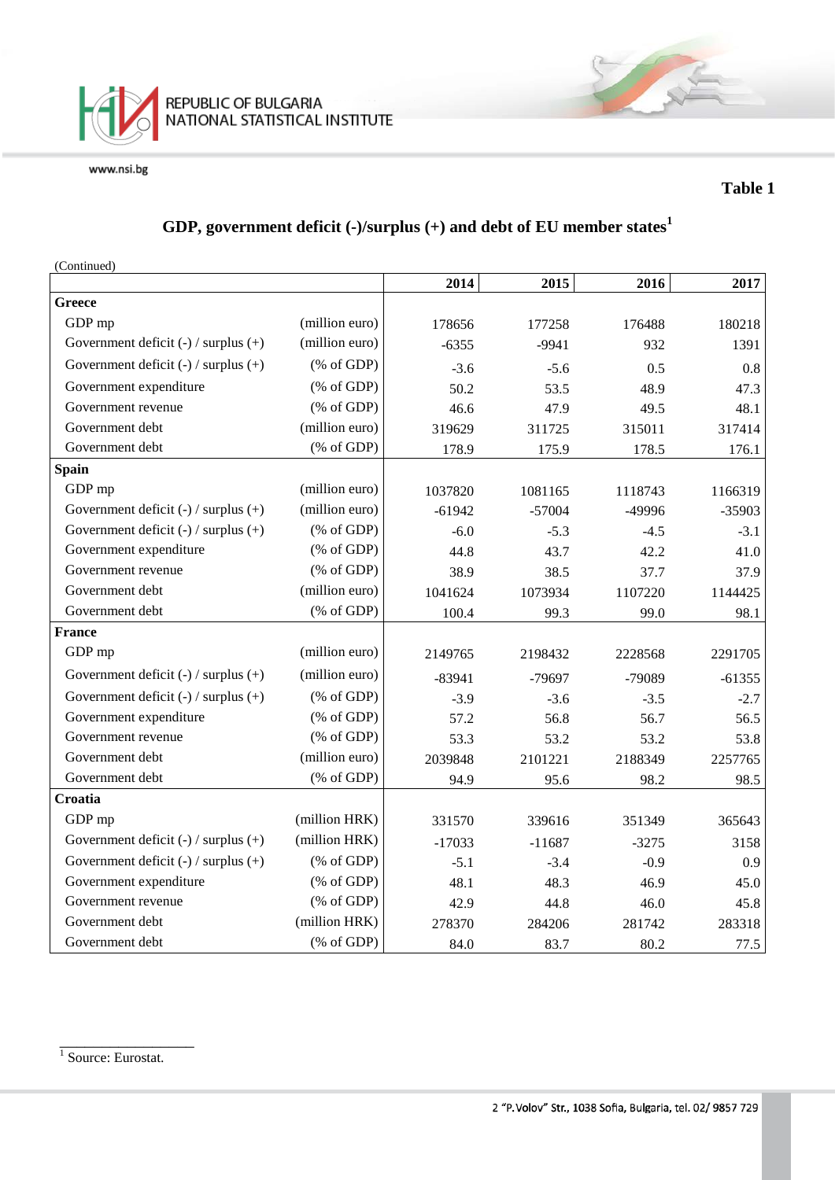**Table 1**

## GDP, government deficit (-)/surplus (+) and debt of EU member states[1]

(Continued)

| | | 2014 | 2015 | 2016 | 2017 |
|---|---|---|---|---|---|
| **Greece** | | | | | |
| GDP mp | (million euro) | 178656 | 177258 | 176488 | 180218 |
| Government deficit (-) / surplus (+) | (million euro) | -6355 | -9941 | 932 | 1391 |
| Government deficit (-) / surplus (+) | (% of GDP) | -3.6 | -5.6 | 0.5 | 0.8 |
| Government expenditure | (% of GDP) | 50.2 | 53.5 | 48.9 | 47.3 |
| Government revenue | (% of GDP) | 46.6 | 47.9 | 49.5 | 48.1 |
| Government debt | (million euro) | 319629 | 311725 | 315011 | 317414 |
| Government debt | (% of GDP) | 178.9 | 175.9 | 178.5 | 176.1 |
| **Spain** | | | | | |
| GDP mp | (million euro) | 1037820 | 1081165 | 1118743 | 1166319 |
| Government deficit (-) / surplus (+) | (million euro) | -61942 | -57004 | -49996 | -35903 |
| Government deficit (-) / surplus (+) | (% of GDP) | -6.0 | -5.3 | -4.5 | -3.1 |
| Government expenditure | (% of GDP) | 44.8 | 43.7 | 42.2 | 41.0 |
| Government revenue | (% of GDP) | 38.9 | 38.5 | 37.7 | 37.9 |
| Government debt | (million euro) | 1041624 | 1073934 | 1107220 | 1144425 |
| Government debt | (% of GDP) | 100.4 | 99.3 | 99.0 | 98.1 |
| **France** | | | | | |
| GDP mp | (million euro) | 2149765 | 2198432 | 2228568 | 2291705 |
| Government deficit (-) / surplus (+) | (million euro) | -83941 | -79697 | -79089 | -61355 |
| Government deficit (-) / surplus (+) | (% of GDP) | -3.9 | -3.6 | -3.5 | -2.7 |
| Government expenditure | (% of GDP) | 57.2 | 56.8 | 56.7 | 56.5 |
| Government revenue | (% of GDP) | 53.3 | 53.2 | 53.2 | 53.8 |
| Government debt | (million euro) | 2039848 | 2101221 | 2188349 | 2257765 |
| Government debt | (% of GDP) | 94.9 | 95.6 | 98.2 | 98.5 |
| **Croatia** | | | | | |
| GDP mp | (million HRK) | 331570 | 339616 | 351349 | 365643 |
| Government deficit (-) / surplus (+) | (million HRK) | -17033 | -11687 | -3275 | 3158 |
| Government deficit (-) / surplus (+) | (% of GDP) | -5.1 | -3.4 | -0.9 | 0.9 |
| Government expenditure | (% of GDP) | 48.1 | 48.3 | 46.9 | 45.0 |
| Government revenue | (% of GDP) | 42.9 | 44.8 | 46.0 | 45.8 |
| Government debt | (million HRK) | 278370 | 284206 | 281742 | 283318 |
| Government debt | (% of GDP) | 84.0 | 83.7 | 80.2 | 77.5 |

[1] Source: Eurostat.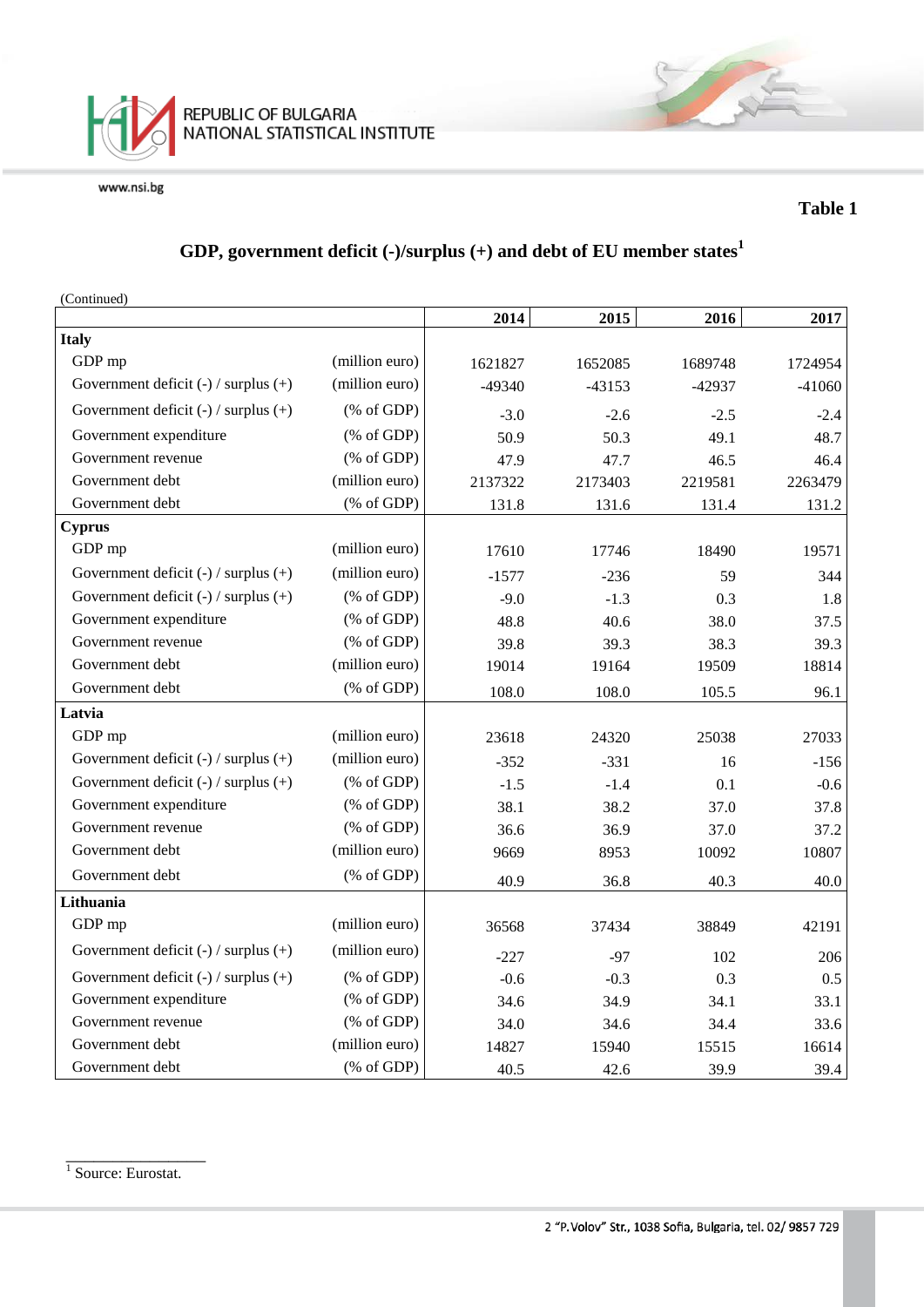Table 1

## GDP, government deficit (-)/surplus (+) and debt of EU member states[1]

(Continued)

| | | 2014 | 2015 | 2016 | 2017 |
|---|---|---|---|---|---|
| **Italy** | | | | | |
| GDP mp | (million euro) | 1621827 | 1652085 | 1689748 | 1724954 |
| Government deficit (-) / surplus (+) | (million euro) | -49340 | -43153 | -42937 | -41060 |
| Government deficit (-) / surplus (+) | (% of GDP) | -3.0 | -2.6 | -2.5 | -2.4 |
| Government expenditure | (% of GDP) | 50.9 | 50.3 | 49.1 | 48.7 |
| Government revenue | (% of GDP) | 47.9 | 47.7 | 46.5 | 46.4 |
| Government debt | (million euro) | 2137322 | 2173403 | 2219581 | 2263479 |
| Government debt | (% of GDP) | 131.8 | 131.6 | 131.4 | 131.2 |
| **Cyprus** | | | | | |
| GDP mp | (million euro) | 17610 | 17746 | 18490 | 19571 |
| Government deficit (-) / surplus (+) | (million euro) | -1577 | -236 | 59 | 344 |
| Government deficit (-) / surplus (+) | (% of GDP) | -9.0 | -1.3 | 0.3 | 1.8 |
| Government expenditure | (% of GDP) | 48.8 | 40.6 | 38.0 | 37.5 |
| Government revenue | (% of GDP) | 39.8 | 39.3 | 38.3 | 39.3 |
| Government debt | (million euro) | 19014 | 19164 | 19509 | 18814 |
| Government debt | (% of GDP) | 108.0 | 108.0 | 105.5 | 96.1 |
| **Latvia** | | | | | |
| GDP mp | (million euro) | 23618 | 24320 | 25038 | 27033 |
| Government deficit (-) / surplus (+) | (million euro) | -352 | -331 | 16 | -156 |
| Government deficit (-) / surplus (+) | (% of GDP) | -1.5 | -1.4 | 0.1 | -0.6 |
| Government expenditure | (% of GDP) | 38.1 | 38.2 | 37.0 | 37.8 |
| Government revenue | (% of GDP) | 36.6 | 36.9 | 37.0 | 37.2 |
| Government debt | (million euro) | 9669 | 8953 | 10092 | 10807 |
| Government debt | (% of GDP) | 40.9 | 36.8 | 40.3 | 40.0 |
| **Lithuania** | | | | | |
| GDP mp | (million euro) | 36568 | 37434 | 38849 | 42191 |
| Government deficit (-) / surplus (+) | (million euro) | -227 | -97 | 102 | 206 |
| Government deficit (-) / surplus (+) | (% of GDP) | -0.6 | -0.3 | 0.3 | 0.5 |
| Government expenditure | (% of GDP) | 34.6 | 34.9 | 34.1 | 33.1 |
| Government revenue | (% of GDP) | 34.0 | 34.6 | 34.4 | 33.6 |
| Government debt | (million euro) | 14827 | 15940 | 15515 | 16614 |
| Government debt | (% of GDP) | 40.5 | 42.6 | 39.9 | 39.4 |

[1] Source: Eurostat.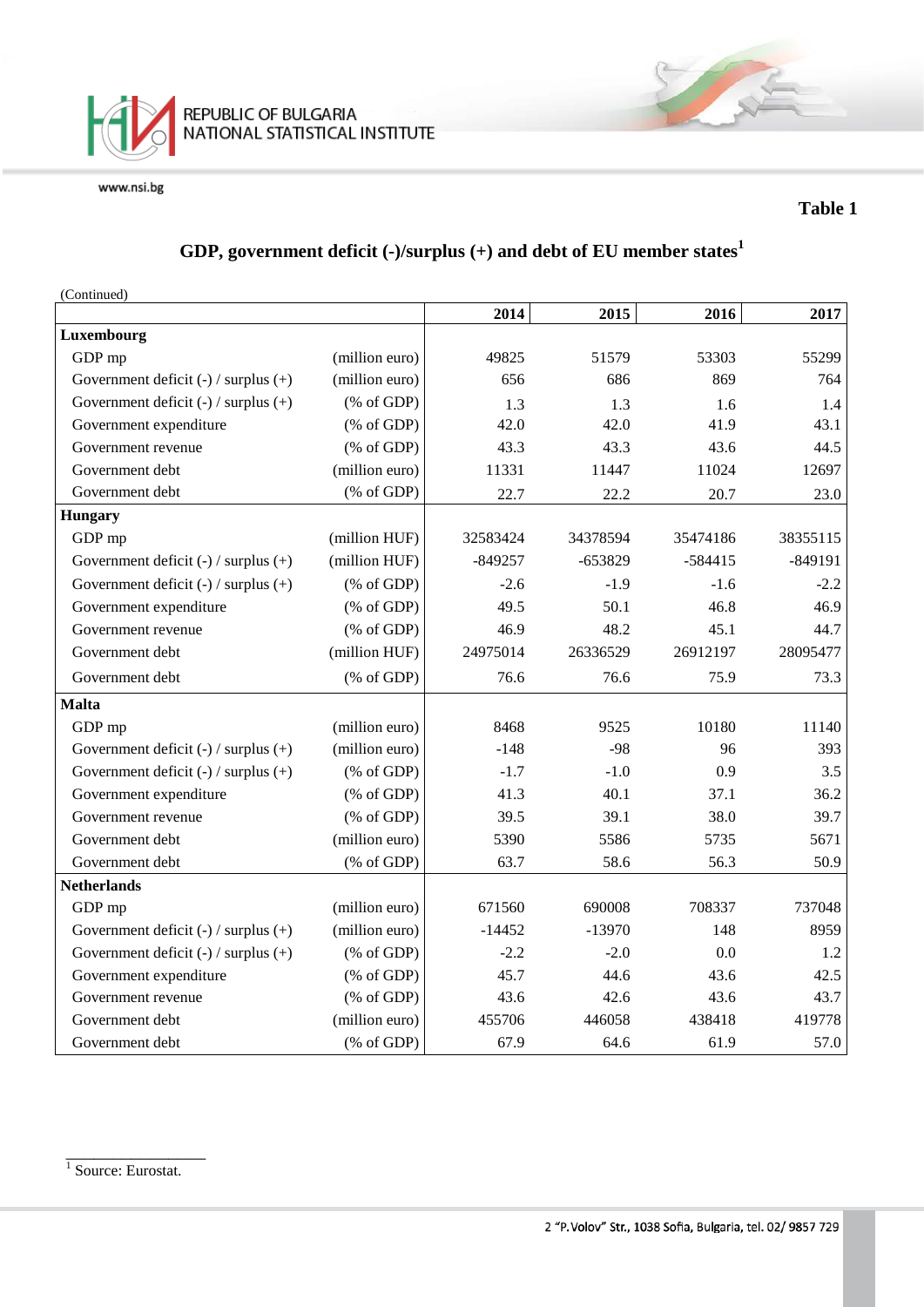**Table 1**

## GDP, government deficit (-)/surplus (+) and debt of EU member states[1]

(Continued)

| | | 2014 | 2015 | 2016 | 2017 |
|---|---|---|---|---|---|
| **Luxembourg** | | | | | |
| GDP mp | (million euro) | 49825 | 51579 | 53303 | 55299 |
| Government deficit (-) / surplus (+) | (million euro) | 656 | 686 | 869 | 764 |
| Government deficit (-) / surplus (+) | (% of GDP) | 1.3 | 1.3 | 1.6 | 1.4 |
| Government expenditure | (% of GDP) | 42.0 | 42.0 | 41.9 | 43.1 |
| Government revenue | (% of GDP) | 43.3 | 43.3 | 43.6 | 44.5 |
| Government debt | (million euro) | 11331 | 11447 | 11024 | 12697 |
| Government debt | (% of GDP) | 22.7 | 22.2 | 20.7 | 23.0 |
| **Hungary** | | | | | |
| GDP mp | (million HUF) | 32583424 | 34378594 | 35474186 | 38355115 |
| Government deficit (-) / surplus (+) | (million HUF) | -849257 | -653829 | -584415 | -849191 |
| Government deficit (-) / surplus (+) | (% of GDP) | -2.6 | -1.9 | -1.6 | -2.2 |
| Government expenditure | (% of GDP) | 49.5 | 50.1 | 46.8 | 46.9 |
| Government revenue | (% of GDP) | 46.9 | 48.2 | 45.1 | 44.7 |
| Government debt | (million HUF) | 24975014 | 26336529 | 26912197 | 28095477 |
| Government debt | (% of GDP) | 76.6 | 76.6 | 75.9 | 73.3 |
| **Malta** | | | | | |
| GDP mp | (million euro) | 8468 | 9525 | 10180 | 11140 |
| Government deficit (-) / surplus (+) | (million euro) | -148 | -98 | 96 | 393 |
| Government deficit (-) / surplus (+) | (% of GDP) | -1.7 | -1.0 | 0.9 | 3.5 |
| Government expenditure | (% of GDP) | 41.3 | 40.1 | 37.1 | 36.2 |
| Government revenue | (% of GDP) | 39.5 | 39.1 | 38.0 | 39.7 |
| Government debt | (million euro) | 5390 | 5586 | 5735 | 5671 |
| Government debt | (% of GDP) | 63.7 | 58.6 | 56.3 | 50.9 |
| **Netherlands** | | | | | |
| GDP mp | (million euro) | 671560 | 690008 | 708337 | 737048 |
| Government deficit (-) / surplus (+) | (million euro) | -14452 | -13970 | 148 | 8959 |
| Government deficit (-) / surplus (+) | (% of GDP) | -2.2 | -2.0 | 0.0 | 1.2 |
| Government expenditure | (% of GDP) | 45.7 | 44.6 | 43.6 | 42.5 |
| Government revenue | (% of GDP) | 43.6 | 42.6 | 43.6 | 43.7 |
| Government debt | (million euro) | 455706 | 446058 | 438418 | 419778 |
| Government debt | (% of GDP) | 67.9 | 64.6 | 61.9 | 57.0 |

[1] Source: Eurostat.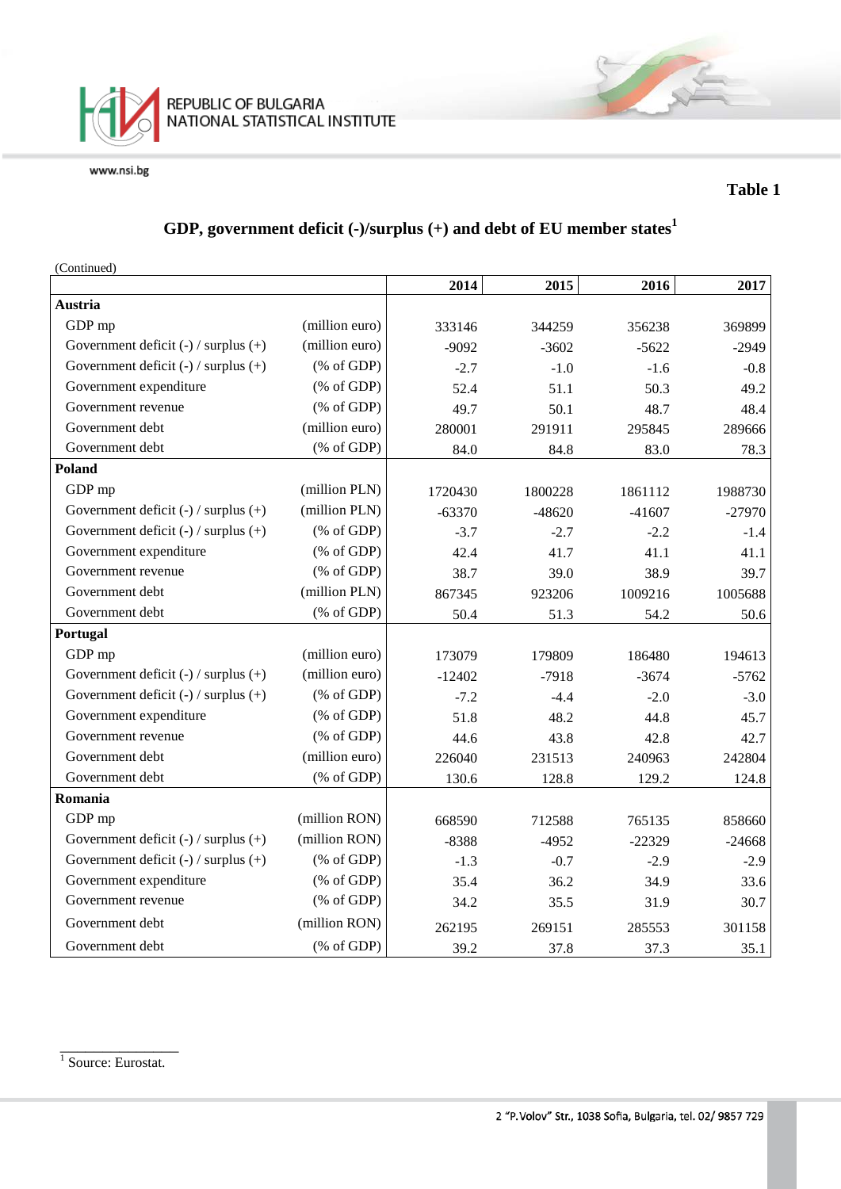**Table 1**

## GDP, government deficit (-)/surplus (+) and debt of EU member states[1]

(Continued)

| | | 2014 | 2015 | 2016 | 2017 |
|---|---|---|---|---|---|
| **Austria** | | | | | |
| GDP mp | (million euro) | 333146 | 344259 | 356238 | 369899 |
| Government deficit (-) / surplus (+) | (million euro) | -9092 | -3602 | -5622 | -2949 |
| Government deficit (-) / surplus (+) | (% of GDP) | -2.7 | -1.0 | -1.6 | -0.8 |
| Government expenditure | (% of GDP) | 52.4 | 51.1 | 50.3 | 49.2 |
| Government revenue | (% of GDP) | 49.7 | 50.1 | 48.7 | 48.4 |
| Government debt | (million euro) | 280001 | 291911 | 295845 | 289666 |
| Government debt | (% of GDP) | 84.0 | 84.8 | 83.0 | 78.3 |
| **Poland** | | | | | |
| GDP mp | (million PLN) | 1720430 | 1800228 | 1861112 | 1988730 |
| Government deficit (-) / surplus (+) | (million PLN) | -63370 | -48620 | -41607 | -27970 |
| Government deficit (-) / surplus (+) | (% of GDP) | -3.7 | -2.7 | -2.2 | -1.4 |
| Government expenditure | (% of GDP) | 42.4 | 41.7 | 41.1 | 41.1 |
| Government revenue | (% of GDP) | 38.7 | 39.0 | 38.9 | 39.7 |
| Government debt | (million PLN) | 867345 | 923206 | 1009216 | 1005688 |
| Government debt | (% of GDP) | 50.4 | 51.3 | 54.2 | 50.6 |
| **Portugal** | | | | | |
| GDP mp | (million euro) | 173079 | 179809 | 186480 | 194613 |
| Government deficit (-) / surplus (+) | (million euro) | -12402 | -7918 | -3674 | -5762 |
| Government deficit (-) / surplus (+) | (% of GDP) | -7.2 | -4.4 | -2.0 | -3.0 |
| Government expenditure | (% of GDP) | 51.8 | 48.2 | 44.8 | 45.7 |
| Government revenue | (% of GDP) | 44.6 | 43.8 | 42.8 | 42.7 |
| Government debt | (million euro) | 226040 | 231513 | 240963 | 242804 |
| Government debt | (% of GDP) | 130.6 | 128.8 | 129.2 | 124.8 |
| **Romania** | | | | | |
| GDP mp | (million RON) | 668590 | 712588 | 765135 | 858660 |
| Government deficit (-) / surplus (+) | (million RON) | -8388 | -4952 | -22329 | -24668 |
| Government deficit (-) / surplus (+) | (% of GDP) | -1.3 | -0.7 | -2.9 | -2.9 |
| Government expenditure | (% of GDP) | 35.4 | 36.2 | 34.9 | 33.6 |
| Government revenue | (% of GDP) | 34.2 | 35.5 | 31.9 | 30.7 |
| Government debt | (million RON) | 262195 | 269151 | 285553 | 301158 |
| Government debt | (% of GDP) | 39.2 | 37.8 | 37.3 | 35.1 |

[1] Source: Eurostat.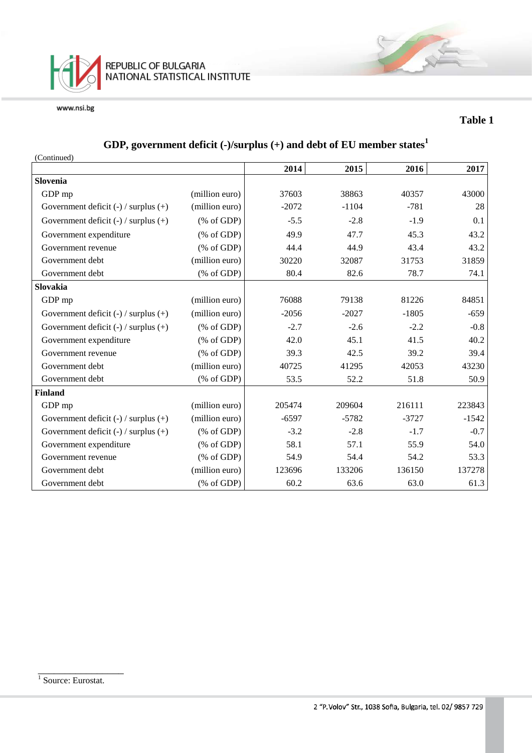Table 1

## GDP, government deficit (-)/surplus (+) and debt of EU member states[1]

(Continued)

| | | 2014 | 2015 | 2016 | 2017 |
|---|---|---|---|---|---|
| **Slovenia** | | | | | |
| GDP mp | (million euro) | 37603 | 38863 | 40357 | 43000 |
| Government deficit (-) / surplus (+) | (million euro) | -2072 | -1104 | -781 | 28 |
| Government deficit (-) / surplus (+) | (% of GDP) | -5.5 | -2.8 | -1.9 | 0.1 |
| Government expenditure | (% of GDP) | 49.9 | 47.7 | 45.3 | 43.2 |
| Government revenue | (% of GDP) | 44.4 | 44.9 | 43.4 | 43.2 |
| Government debt | (million euro) | 30220 | 32087 | 31753 | 31859 |
| Government debt | (% of GDP) | 80.4 | 82.6 | 78.7 | 74.1 |
| **Slovakia** | | | | | |
| GDP mp | (million euro) | 76088 | 79138 | 81226 | 84851 |
| Government deficit (-) / surplus (+) | (million euro) | -2056 | -2027 | -1805 | -659 |
| Government deficit (-) / surplus (+) | (% of GDP) | -2.7 | -2.6 | -2.2 | -0.8 |
| Government expenditure | (% of GDP) | 42.0 | 45.1 | 41.5 | 40.2 |
| Government revenue | (% of GDP) | 39.3 | 42.5 | 39.2 | 39.4 |
| Government debt | (million euro) | 40725 | 41295 | 42053 | 43230 |
| Government debt | (% of GDP) | 53.5 | 52.2 | 51.8 | 50.9 |
| **Finland** | | | | | |
| GDP mp | (million euro) | 205474 | 209604 | 216111 | 223843 |
| Government deficit (-) / surplus (+) | (million euro) | -6597 | -5782 | -3727 | -1542 |
| Government deficit (-) / surplus (+) | (% of GDP) | -3.2 | -2.8 | -1.7 | -0.7 |
| Government expenditure | (% of GDP) | 58.1 | 57.1 | 55.9 | 54.0 |
| Government revenue | (% of GDP) | 54.9 | 54.4 | 54.2 | 53.3 |
| Government debt | (million euro) | 123696 | 133206 | 136150 | 137278 |
| Government debt | (% of GDP) | 60.2 | 63.6 | 63.0 | 61.3 |

[1] Source: Eurostat.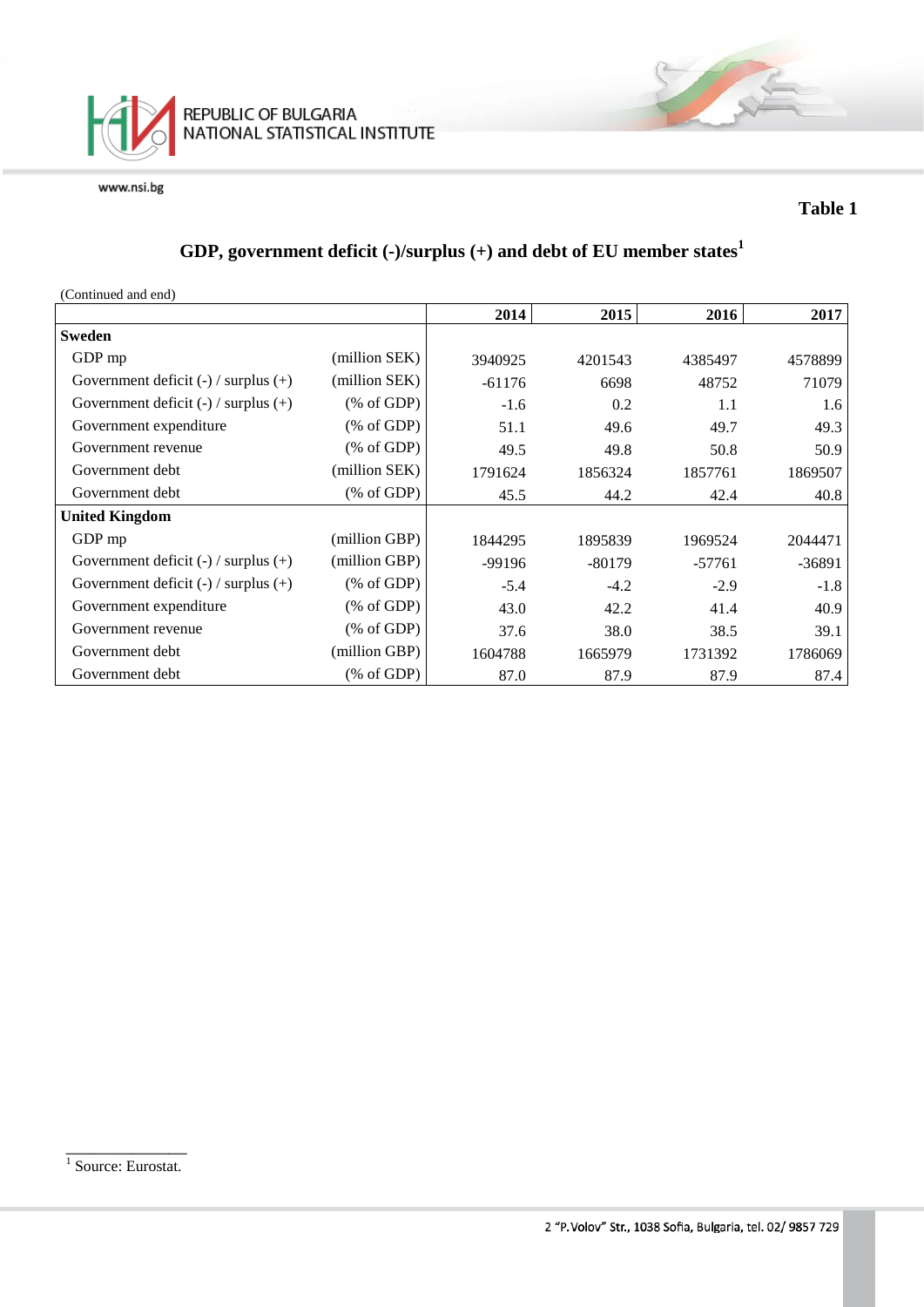Table 1

## GDP, government deficit (-)/surplus (+) and debt of EU member states[1]

(Continued and end)

| | | 2014 | 2015 | 2016 | 2017 |
|---|---|---|---|---|---|
| **Sweden** | | | | | |
| GDP mp | (million SEK) | 3940925 | 4201543 | 4385497 | 4578899 |
| Government deficit (-) / surplus (+) | (million SEK) | -61176 | 6698 | 48752 | 71079 |
| Government deficit (-) / surplus (+) | (% of GDP) | -1.6 | 0.2 | 1.1 | 1.6 |
| Government expenditure | (% of GDP) | 51.1 | 49.6 | 49.7 | 49.3 |
| Government revenue | (% of GDP) | 49.5 | 49.8 | 50.8 | 50.9 |
| Government debt | (million SEK) | 1791624 | 1856324 | 1857761 | 1869507 |
| Government debt | (% of GDP) | 45.5 | 44.2 | 42.4 | 40.8 |
| **United Kingdom** | | | | | |
| GDP mp | (million GBP) | 1844295 | 1895839 | 1969524 | 2044471 |
| Government deficit (-) / surplus (+) | (million GBP) | -99196 | -80179 | -57761 | -36891 |
| Government deficit (-) / surplus (+) | (% of GDP) | -5.4 | -4.2 | -2.9 | -1.8 |
| Government expenditure | (% of GDP) | 43.0 | 42.2 | 41.4 | 40.9 |
| Government revenue | (% of GDP) | 37.6 | 38.0 | 38.5 | 39.1 |
| Government debt | (million GBP) | 1604788 | 1665979 | 1731392 | 1786069 |
| Government debt | (% of GDP) | 87.0 | 87.9 | 87.9 | 87.4 |

[1] Source: Eurostat.